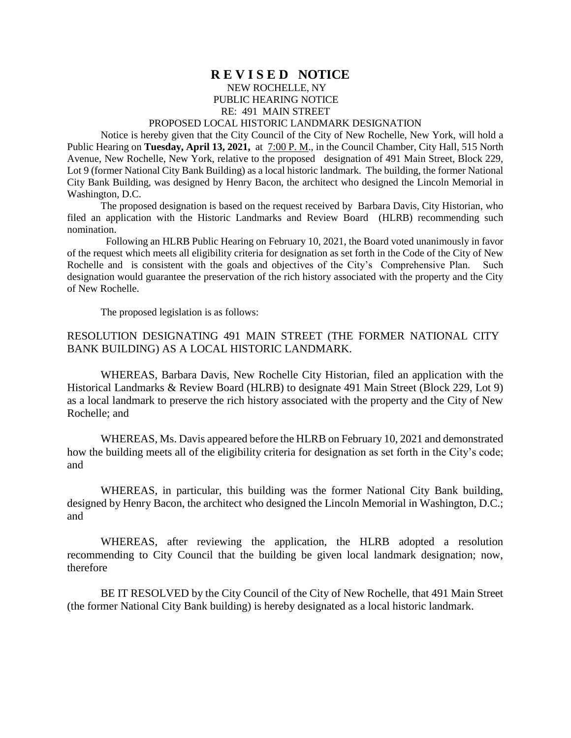# **R E V I S E D NOTICE**

NEW ROCHELLE, NY
PUBLIC HEARING NOTICE
RE: 491 MAIN STREET
PROPOSED LOCAL HISTORIC LANDMARK DESIGNATION

Notice is hereby given that the City Council of the City of New Rochelle, New York, will hold a Public Hearing on **Tuesday, April 13, 2021,** at 7:00 P. M., in the Council Chamber, City Hall, 515 North Avenue, New Rochelle, New York, relative to the proposed designation of 491 Main Street, Block 229, Lot 9 (former National City Bank Building) as a local historic landmark. The building, the former National City Bank Building, was designed by Henry Bacon, the architect who designed the Lincoln Memorial in Washington, D.C.

The proposed designation is based on the request received by Barbara Davis, City Historian, who filed an application with the Historic Landmarks and Review Board (HLRB) recommending such nomination.

Following an HLRB Public Hearing on February 10, 2021, the Board voted unanimously in favor of the request which meets all eligibility criteria for designation as set forth in the Code of the City of New Rochelle and is consistent with the goals and objectives of the City's Comprehensive Plan. Such designation would guarantee the preservation of the rich history associated with the property and the City of New Rochelle.

The proposed legislation is as follows:

RESOLUTION DESIGNATING 491 MAIN STREET (THE FORMER NATIONAL CITY BANK BUILDING) AS A LOCAL HISTORIC LANDMARK.

WHEREAS, Barbara Davis, New Rochelle City Historian, filed an application with the Historical Landmarks & Review Board (HLRB) to designate 491 Main Street (Block 229, Lot 9) as a local landmark to preserve the rich history associated with the property and the City of New Rochelle; and

WHEREAS, Ms. Davis appeared before the HLRB on February 10, 2021 and demonstrated how the building meets all of the eligibility criteria for designation as set forth in the City's code; and

WHEREAS, in particular, this building was the former National City Bank building, designed by Henry Bacon, the architect who designed the Lincoln Memorial in Washington, D.C.; and

WHEREAS, after reviewing the application, the HLRB adopted a resolution recommending to City Council that the building be given local landmark designation; now, therefore

BE IT RESOLVED by the City Council of the City of New Rochelle, that 491 Main Street (the former National City Bank building) is hereby designated as a local historic landmark.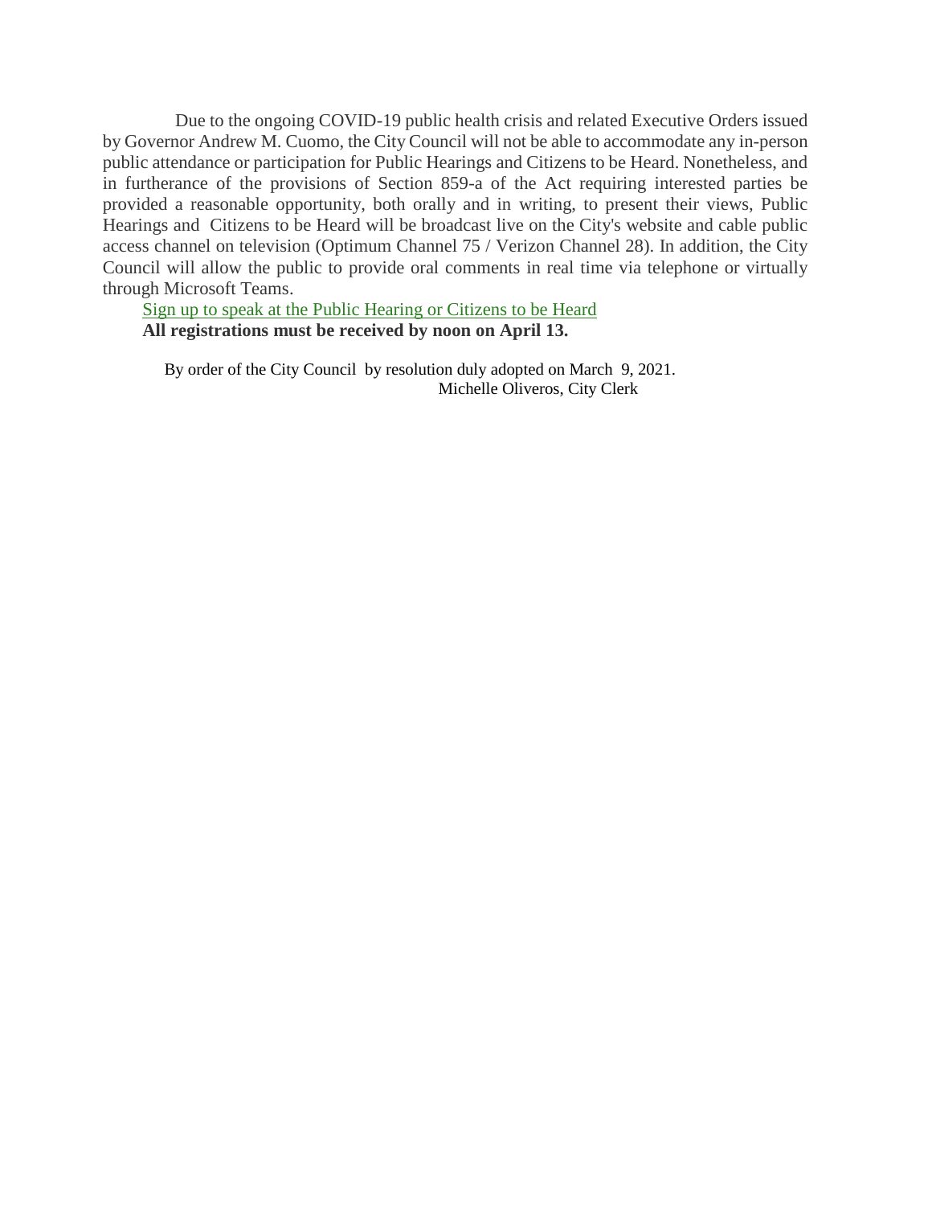Due to the ongoing COVID-19 public health crisis and related Executive Orders issued by Governor Andrew M. Cuomo, the City Council will not be able to accommodate any in-person public attendance or participation for Public Hearings and Citizens to be Heard. Nonetheless, and in furtherance of the provisions of Section 859-a of the Act requiring interested parties be provided a reasonable opportunity, both orally and in writing, to present their views, Public Hearings and Citizens to be Heard will be broadcast live on the City's website and cable public access channel on television (Optimum Channel 75 / Verizon Channel 28). In addition, the City Council will allow the public to provide oral comments in real time via telephone or virtually through Microsoft Teams.

Sign up to speak at the Public Hearing or Citizens to be Heard

**All registrations must be received by noon on April 13.**

By order of the City Council by resolution duly adopted on March 9, 2021.

Michelle Oliveros, City Clerk